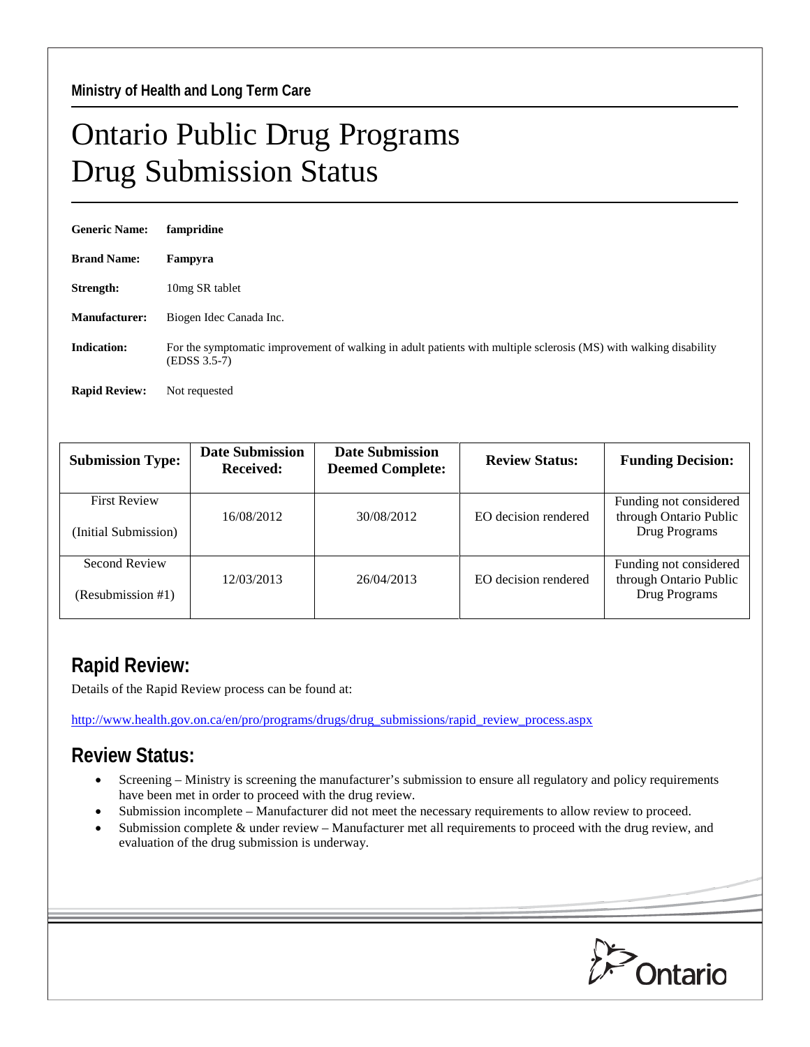**Ministry of Health and Long Term Care**

# Ontario Public Drug Programs
# Drug Submission Status

**Generic Name:** **fampridine**

**Brand Name:** **Fampyra**

**Strength:** 10mg SR tablet

**Manufacturer:** Biogen Idec Canada Inc.

**Indication:** For the symptomatic improvement of walking in adult patients with multiple sclerosis (MS) with walking disability (EDSS 3.5-7)

**Rapid Review:** Not requested

| Submission Type: | Date Submission Received: | Date Submission Deemed Complete: | Review Status: | Funding Decision: |
|---|---|---|---|---|
| First Review (Initial Submission) | 16/08/2012 | 30/08/2012 | EO decision rendered | Funding not considered through Ontario Public Drug Programs |
| Second Review (Resubmission #1) | 12/03/2013 | 26/04/2013 | EO decision rendered | Funding not considered through Ontario Public Drug Programs |

## Rapid Review:

Details of the Rapid Review process can be found at:

http://www.health.gov.on.ca/en/pro/programs/drugs/drug_submissions/rapid_review_process.aspx

## Review Status:

- Screening – Ministry is screening the manufacturer's submission to ensure all regulatory and policy requirements have been met in order to proceed with the drug review.
- Submission incomplete – Manufacturer did not meet the necessary requirements to allow review to proceed.
- Submission complete & under review – Manufacturer met all requirements to proceed with the drug review, and evaluation of the drug submission is underway.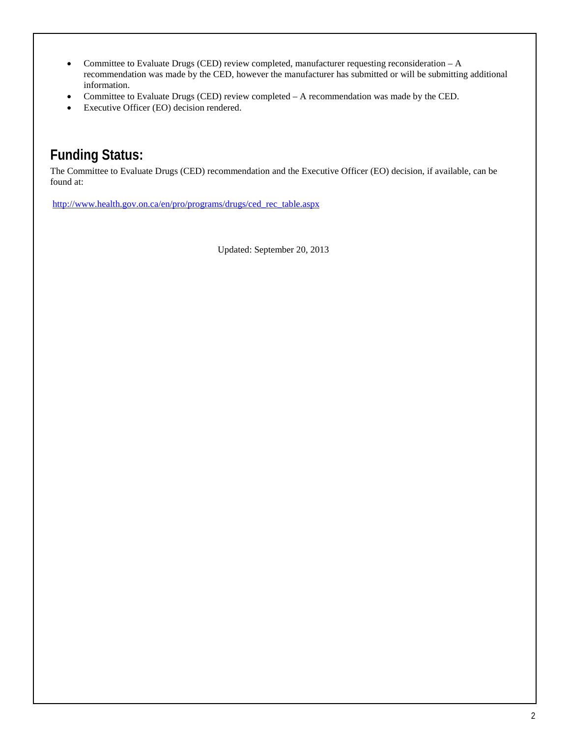- Committee to Evaluate Drugs (CED) review completed, manufacturer requesting reconsideration – A recommendation was made by the CED, however the manufacturer has submitted or will be submitting additional information.
- Committee to Evaluate Drugs (CED) review completed – A recommendation was made by the CED.
- Executive Officer (EO) decision rendered.

## Funding Status:

The Committee to Evaluate Drugs (CED) recommendation and the Executive Officer (EO) decision, if available, can be found at:

http://www.health.gov.on.ca/en/pro/programs/drugs/ced_rec_table.aspx

Updated: September 20, 2013